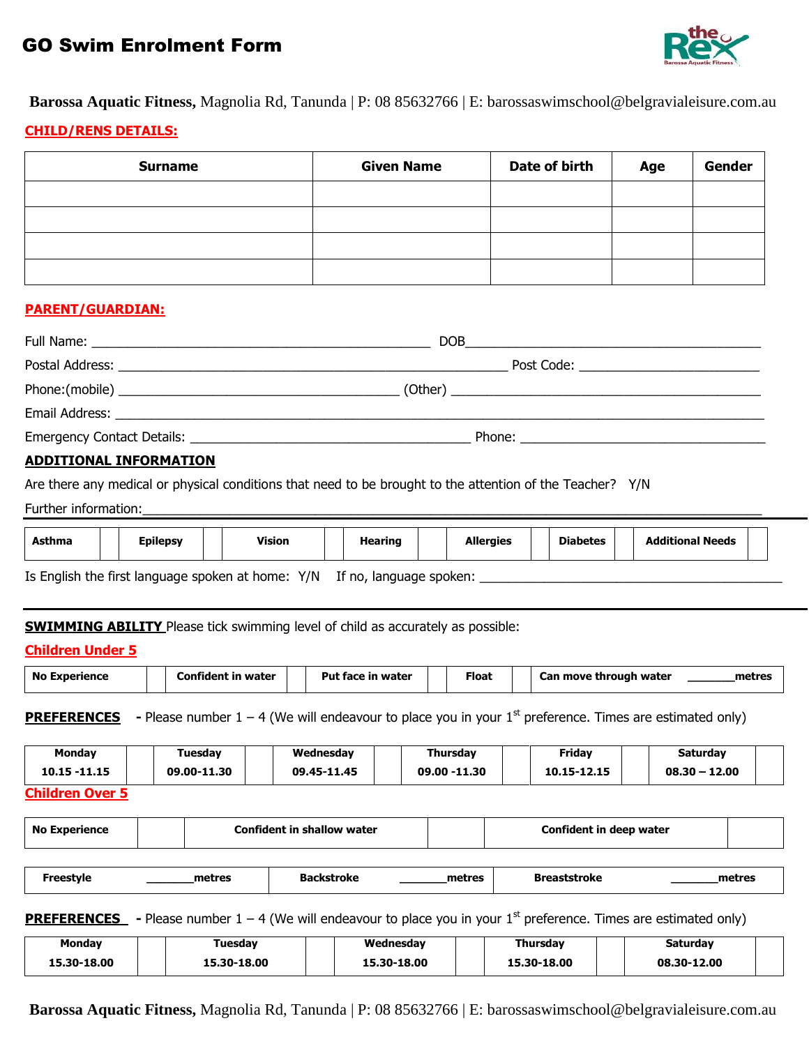# GO Swim Enrolment Form

**Barossa Aquatic Fitness,** Magnolia Rd, Tanunda | P: 08 85632766 | E: barossaswimschool@belgravialeisure.com.au

**CHILD/RENS DETAILS:**

| Surname | Given Name | Date of birth | Age | Gender |
|---|---|---|---|---|
| | | | | |
| | | | | |
| | | | | |
| | | | | |

**PARENT/GUARDIAN:**

Full Name: ______________________________________________ DOB________________________________________

Postal Address: _____________________________________________________ Post Code: ________________________

Phone:(mobile) ______________________________________ (Other) __________________________________________

Email Address: __________________________________________________________________________________

Emergency Contact Details: ______________________________________ Phone: __________________________________

**ADDITIONAL INFORMATION**

Are there any medical or physical conditions that need to be brought to the attention of the Teacher? Y/N

Further information:_________________________________________________________________________________

| Asthma | | Epilepsy | | Vision | | Hearing | | Allergies | | Diabetes | | Additional Needs | |
|---|---|---|---|---|---|---|---|---|---|---|---|---|---|

Is English the first language spoken at home: Y/N If no, language spoken: _______________________________________

**SWIMMING ABILITY** Please tick swimming level of child as accurately as possible:

**Children Under 5**

| No Experience | | Confident in water | | Put face in water | | Float | | Can move through water _______metres |
|---|---|---|---|---|---|---|---|---|

**PREFERENCES** - Please number 1 – 4 (We will endeavour to place you in your 1st preference. Times are estimated only)

| Monday 10.15 -11.15 | | Tuesday 09.00-11.30 | | Wednesday 09.45-11.45 | | Thursday 09.00 -11.30 | | Friday 10.15-12.15 | | Saturday 08.30 – 12.00 | |
|---|---|---|---|---|---|---|---|---|---|---|---|

**Children Over 5**

| No Experience | | Confident in shallow water | | Confident in deep water | |
|---|---|---|---|---|---|

| Freestyle _______metres | Backstroke _______metres | Breaststroke _______metres |
|---|---|---|

**PREFERENCES** - Please number 1 – 4 (We will endeavour to place you in your 1st preference. Times are estimated only)

| Monday 15.30-18.00 | | Tuesday 15.30-18.00 | | Wednesday 15.30-18.00 | | Thursday 15.30-18.00 | | Saturday 08.30-12.00 | |
|---|---|---|---|---|---|---|---|---|---|

**Barossa Aquatic Fitness,** Magnolia Rd, Tanunda | P: 08 85632766 | E: barossaswimschool@belgravialeisure.com.au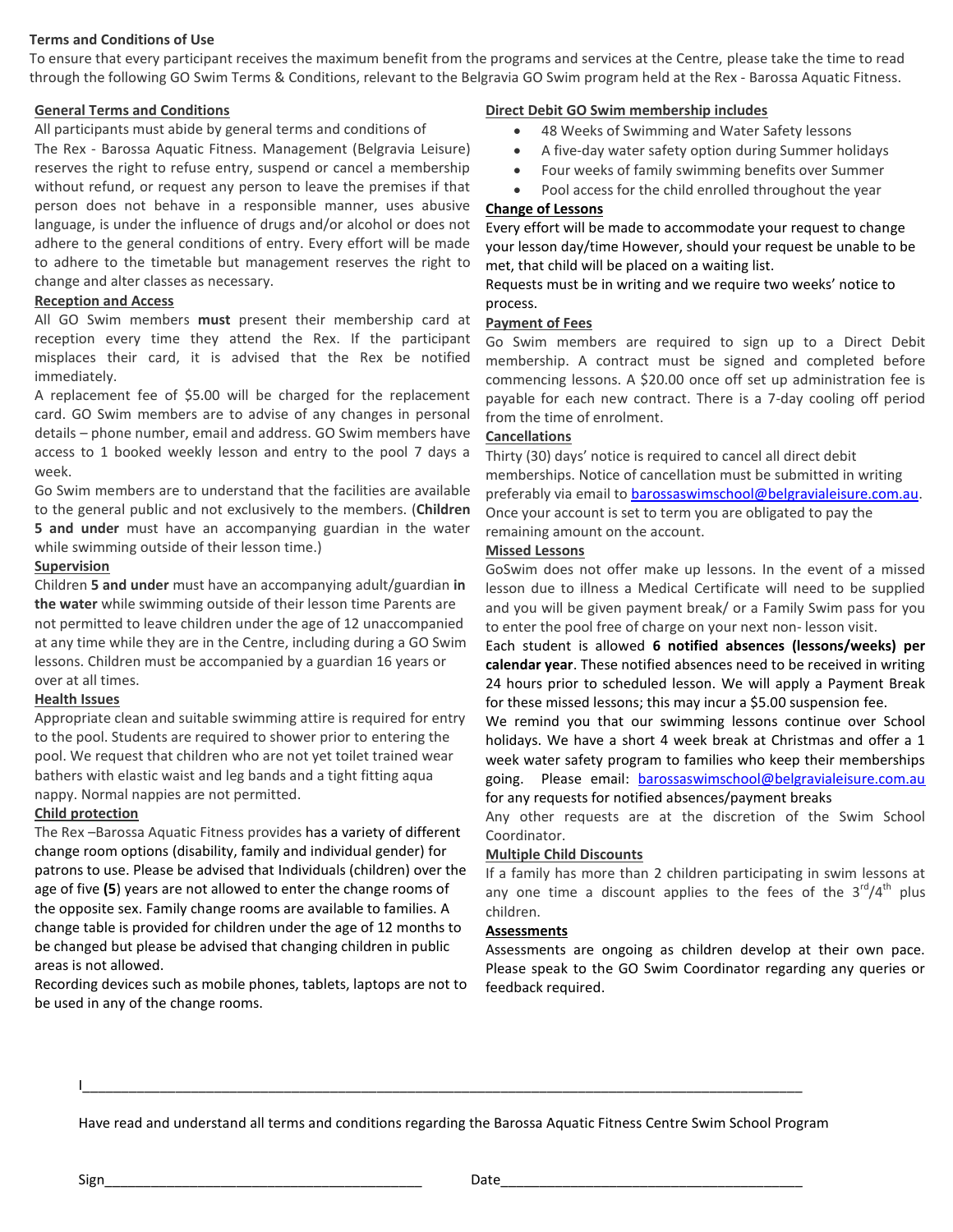**Terms and Conditions of Use**

To ensure that every participant receives the maximum benefit from the programs and services at the Centre, please take the time to read through the following GO Swim Terms & Conditions, relevant to the Belgravia GO Swim program held at the Rex - Barossa Aquatic Fitness.

**General Terms and Conditions**

All participants must abide by general terms and conditions of The Rex - Barossa Aquatic Fitness. Management (Belgravia Leisure) reserves the right to refuse entry, suspend or cancel a membership without refund, or request any person to leave the premises if that person does not behave in a responsible manner, uses abusive language, is under the influence of drugs and/or alcohol or does not adhere to the general conditions of entry. Every effort will be made to adhere to the timetable but management reserves the right to change and alter classes as necessary.

**Reception and Access**

All GO Swim members **must** present their membership card at reception every time they attend the Rex. If the participant misplaces their card, it is advised that the Rex be notified immediately.

A replacement fee of $5.00 will be charged for the replacement card. GO Swim members are to advise of any changes in personal details – phone number, email and address. GO Swim members have access to 1 booked weekly lesson and entry to the pool 7 days a week.

Go Swim members are to understand that the facilities are available to the general public and not exclusively to the members. (**Children 5 and under** must have an accompanying guardian in the water while swimming outside of their lesson time.)

**Supervision**

Children **5 and under** must have an accompanying adult/guardian **in the water** while swimming outside of their lesson time Parents are not permitted to leave children under the age of 12 unaccompanied at any time while they are in the Centre, including during a GO Swim lessons. Children must be accompanied by a guardian 16 years or over at all times.

**Health Issues**

Appropriate clean and suitable swimming attire is required for entry to the pool. Students are required to shower prior to entering the pool. We request that children who are not yet toilet trained wear bathers with elastic waist and leg bands and a tight fitting aqua nappy. Normal nappies are not permitted.

**Child protection**

The Rex –Barossa Aquatic Fitness provides has a variety of different change room options (disability, family and individual gender) for patrons to use. Please be advised that Individuals (children) over the age of five **(5**) years are not allowed to enter the change rooms of the opposite sex. Family change rooms are available to families. A change table is provided for children under the age of 12 months to be changed but please be advised that changing children in public areas is not allowed.

Recording devices such as mobile phones, tablets, laptops are not to be used in any of the change rooms.

**Direct Debit GO Swim membership includes**

- 48 Weeks of Swimming and Water Safety lessons
- A five-day water safety option during Summer holidays
- Four weeks of family swimming benefits over Summer
- Pool access for the child enrolled throughout the year

**Change of Lessons**

Every effort will be made to accommodate your request to change your lesson day/time However, should your request be unable to be met, that child will be placed on a waiting list.

Requests must be in writing and we require two weeks' notice to process.

**Payment of Fees**

Go Swim members are required to sign up to a Direct Debit membership. A contract must be signed and completed before commencing lessons. A $20.00 once off set up administration fee is payable for each new contract. There is a 7-day cooling off period from the time of enrolment.

**Cancellations**

Thirty (30) days' notice is required to cancel all direct debit memberships. Notice of cancellation must be submitted in writing preferably via email to barossaswimschool@belgravialeisure.com.au. Once your account is set to term you are obligated to pay the remaining amount on the account.

**Missed Lessons**

GoSwim does not offer make up lessons. In the event of a missed lesson due to illness a Medical Certificate will need to be supplied and you will be given payment break/ or a Family Swim pass for you to enter the pool free of charge on your next non- lesson visit.

Each student is allowed **6 notified absences (lessons/weeks) per calendar year**. These notified absences need to be received in writing 24 hours prior to scheduled lesson. We will apply a Payment Break for these missed lessons; this may incur a $5.00 suspension fee.

We remind you that our swimming lessons continue over School holidays. We have a short 4 week break at Christmas and offer a 1 week water safety program to families who keep their memberships going. Please email: barossaswimschool@belgravialeisure.com.au for any requests for notified absences/payment breaks

Any other requests are at the discretion of the Swim School Coordinator.

**Multiple Child Discounts**

If a family has more than 2 children participating in swim lessons at any one time a discount applies to the fees of the 3rd/4th plus children.

**Assessments**

Assessments are ongoing as children develop at their own pace. Please speak to the GO Swim Coordinator regarding any queries or feedback required.

I______________________________________________________________________________

Have read and understand all terms and conditions regarding the Barossa Aquatic Fitness Centre Swim School Program

Sign_____________________________________ Date_____________________________________